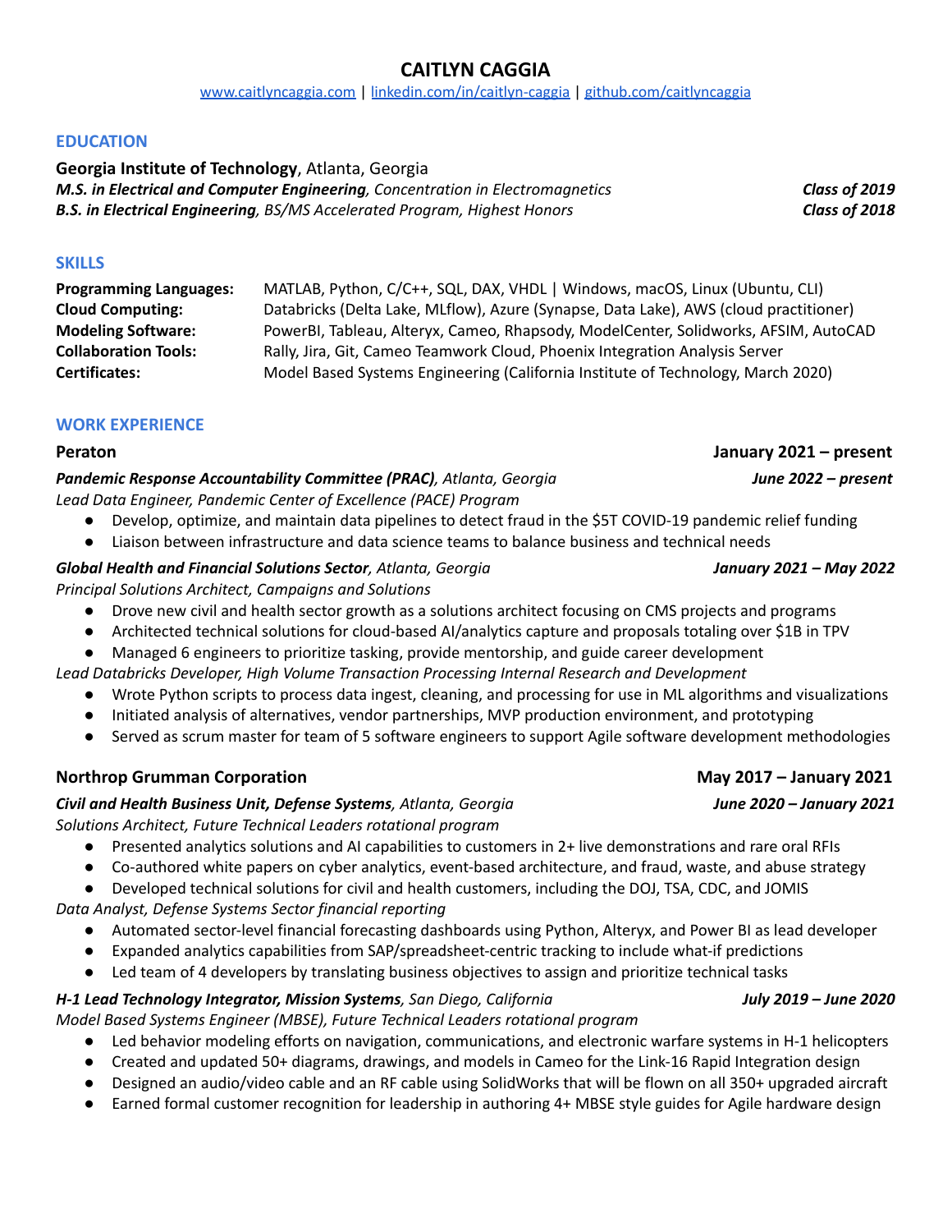# CAITLYN CAGGIA

[www.caitlyncaggia.com](http://www.caitlyncaggia.com) | [linkedin.com/in/caitlyn-caggia](https://linkedin.com/in/caitlyn-caggia) | [github.com/caitlyncaggia](https://github.com/caitlyncaggia)

## EDUCATION

**Georgia Institute of Technology**, Atlanta, Georgia

***M.S. in Electrical and Computer Engineering****, Concentration in Electromagnetics* — ***Class of 2019***

***B.S. in Electrical Engineering****, BS/MS Accelerated Program, Highest Honors* — ***Class of 2018***

## SKILLS

| | |
|---|---|
| **Programming Languages:** | MATLAB, Python, C/C++, SQL, DAX, VHDL \| Windows, macOS, Linux (Ubuntu, CLI) |
| **Cloud Computing:** | Databricks (Delta Lake, MLflow), Azure (Synapse, Data Lake), AWS (cloud practitioner) |
| **Modeling Software:** | PowerBI, Tableau, Alteryx, Cameo, Rhapsody, ModelCenter, Solidworks, AFSIM, AutoCAD |
| **Collaboration Tools:** | Rally, Jira, Git, Cameo Teamwork Cloud, Phoenix Integration Analysis Server |
| **Certificates:** | Model Based Systems Engineering (California Institute of Technology, March 2020) |

## WORK EXPERIENCE

### Peraton — January 2021 – present

***Pandemic Response Accountability Committee (PRAC)****, Atlanta, Georgia* — ***June 2022 – present***

*Lead Data Engineer, Pandemic Center of Excellence (PACE) Program*

- Develop, optimize, and maintain data pipelines to detect fraud in the $5T COVID-19 pandemic relief funding
- Liaison between infrastructure and data science teams to balance business and technical needs

***Global Health and Financial Solutions Sector****, Atlanta, Georgia* — ***January 2021 – May 2022***

*Principal Solutions Architect, Campaigns and Solutions*

- Drove new civil and health sector growth as a solutions architect focusing on CMS projects and programs
- Architected technical solutions for cloud-based AI/analytics capture and proposals totaling over $1B in TPV
- Managed 6 engineers to prioritize tasking, provide mentorship, and guide career development

*Lead Databricks Developer, High Volume Transaction Processing Internal Research and Development*

- Wrote Python scripts to process data ingest, cleaning, and processing for use in ML algorithms and visualizations
- Initiated analysis of alternatives, vendor partnerships, MVP production environment, and prototyping
- Served as scrum master for team of 5 software engineers to support Agile software development methodologies

### Northrop Grumman Corporation — May 2017 – January 2021

***Civil and Health Business Unit, Defense Systems****, Atlanta, Georgia* — ***June 2020 – January 2021***

*Solutions Architect, Future Technical Leaders rotational program*

- Presented analytics solutions and AI capabilities to customers in 2+ live demonstrations and rare oral RFIs
- Co-authored white papers on cyber analytics, event-based architecture, and fraud, waste, and abuse strategy
- Developed technical solutions for civil and health customers, including the DOJ, TSA, CDC, and JOMIS

*Data Analyst, Defense Systems Sector financial reporting*

- Automated sector-level financial forecasting dashboards using Python, Alteryx, and Power BI as lead developer
- Expanded analytics capabilities from SAP/spreadsheet-centric tracking to include what-if predictions
- Led team of 4 developers by translating business objectives to assign and prioritize technical tasks

***H-1 Lead Technology Integrator, Mission Systems****, San Diego, California* — ***July 2019 – June 2020***

*Model Based Systems Engineer (MBSE), Future Technical Leaders rotational program*

- Led behavior modeling efforts on navigation, communications, and electronic warfare systems in H-1 helicopters
- Created and updated 50+ diagrams, drawings, and models in Cameo for the Link-16 Rapid Integration design
- Designed an audio/video cable and an RF cable using SolidWorks that will be flown on all 350+ upgraded aircraft
- Earned formal customer recognition for leadership in authoring 4+ MBSE style guides for Agile hardware design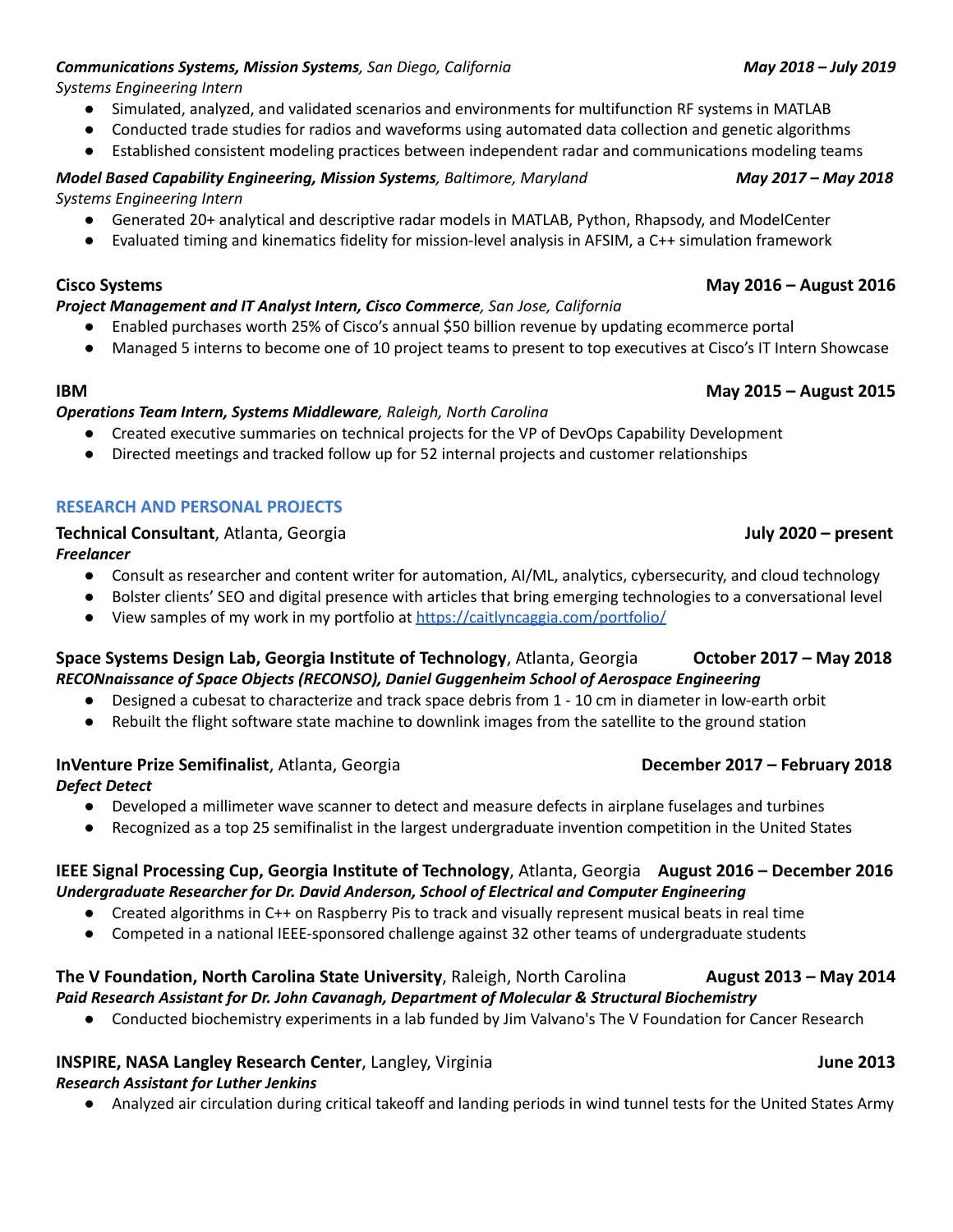***Communications Systems, Mission Systems**, San Diego, California* **May 2018 – July 2019**
*Systems Engineering Intern*

- Simulated, analyzed, and validated scenarios and environments for multifunction RF systems in MATLAB
- Conducted trade studies for radios and waveforms using automated data collection and genetic algorithms
- Established consistent modeling practices between independent radar and communications modeling teams

***Model Based Capability Engineering, Mission Systems**, Baltimore, Maryland* **May 2017 – May 2018**
*Systems Engineering Intern*

- Generated 20+ analytical and descriptive radar models in MATLAB, Python, Rhapsody, and ModelCenter
- Evaluated timing and kinematics fidelity for mission-level analysis in AFSIM, a C++ simulation framework

**Cisco Systems** **May 2016 – August 2016**
***Project Management and IT Analyst Intern, Cisco Commerce**, San Jose, California*

- Enabled purchases worth 25% of Cisco's annual $50 billion revenue by updating ecommerce portal
- Managed 5 interns to become one of 10 project teams to present to top executives at Cisco's IT Intern Showcase

**IBM** **May 2015 – August 2015**
***Operations Team Intern, Systems Middleware**, Raleigh, North Carolina*

- Created executive summaries on technical projects for the VP of DevOps Capability Development
- Directed meetings and tracked follow up for 52 internal projects and customer relationships

## RESEARCH AND PERSONAL PROJECTS

**Technical Consultant**, Atlanta, Georgia **July 2020 – present**
***Freelancer***

- Consult as researcher and content writer for automation, AI/ML, analytics, cybersecurity, and cloud technology
- Bolster clients' SEO and digital presence with articles that bring emerging technologies to a conversational level
- View samples of my work in my portfolio at [https://caitlyncaggia.com/portfolio/](https://caitlyncaggia.com/portfolio/)

**Space Systems Design Lab, Georgia Institute of Technology**, Atlanta, Georgia **October 2017 – May 2018**
***RECONnaissance of Space Objects (RECONSO), Daniel Guggenheim School of Aerospace Engineering***

- Designed a cubesat to characterize and track space debris from 1 - 10 cm in diameter in low-earth orbit
- Rebuilt the flight software state machine to downlink images from the satellite to the ground station

**InVenture Prize Semifinalist**, Atlanta, Georgia **December 2017 – February 2018**
***Defect Detect***

- Developed a millimeter wave scanner to detect and measure defects in airplane fuselages and turbines
- Recognized as a top 25 semifinalist in the largest undergraduate invention competition in the United States

**IEEE Signal Processing Cup, Georgia Institute of Technology**, Atlanta, Georgia **August 2016 – December 2016**
***Undergraduate Researcher for Dr. David Anderson, School of Electrical and Computer Engineering***

- Created algorithms in C++ on Raspberry Pis to track and visually represent musical beats in real time
- Competed in a national IEEE-sponsored challenge against 32 other teams of undergraduate students

**The V Foundation, North Carolina State University**, Raleigh, North Carolina **August 2013 – May 2014**
***Paid Research Assistant for Dr. John Cavanagh, Department of Molecular & Structural Biochemistry***

- Conducted biochemistry experiments in a lab funded by Jim Valvano's The V Foundation for Cancer Research

**INSPIRE, NASA Langley Research Center**, Langley, Virginia **June 2013**
***Research Assistant for Luther Jenkins***

- Analyzed air circulation during critical takeoff and landing periods in wind tunnel tests for the United States Army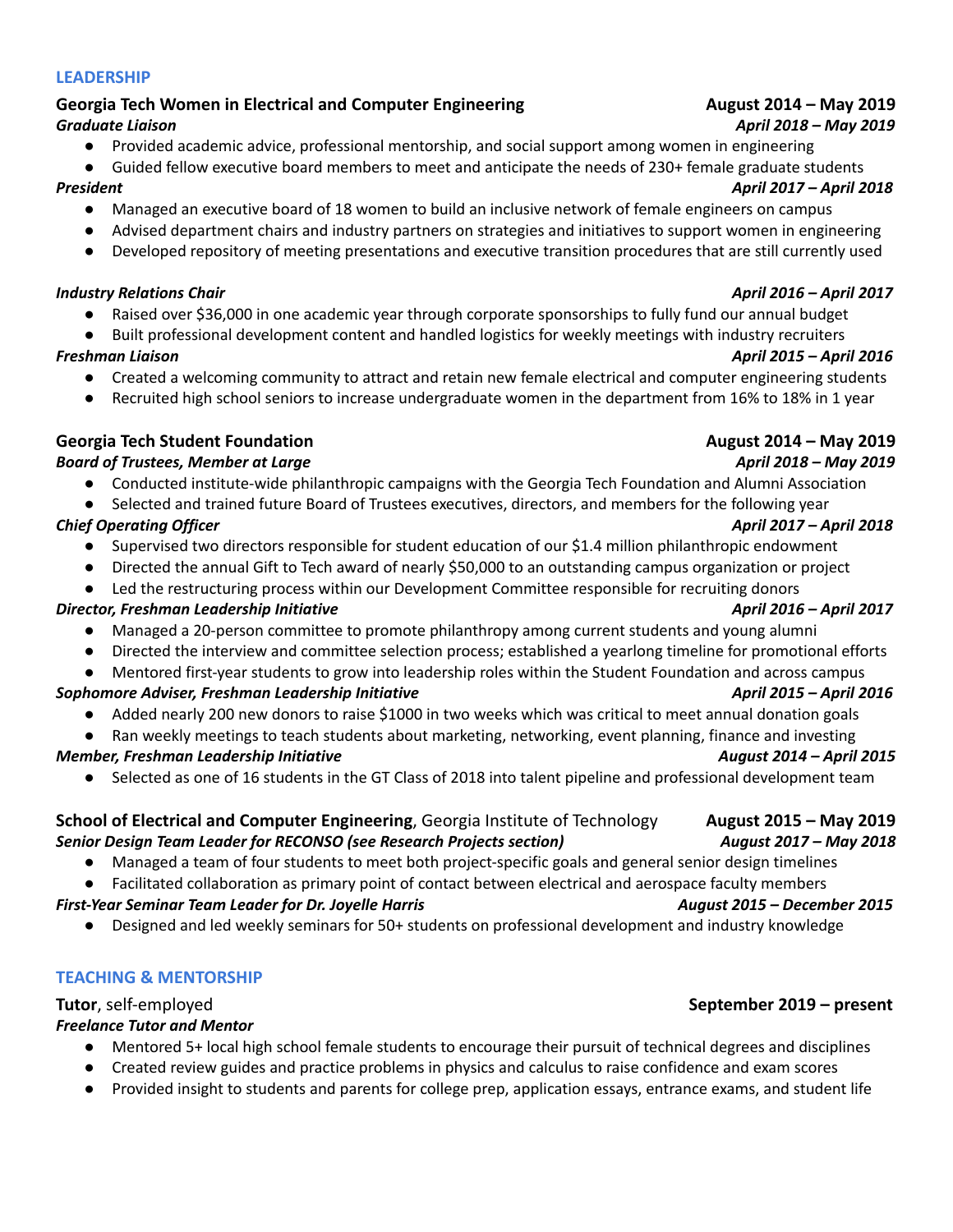## LEADERSHIP

**Georgia Tech Women in Electrical and Computer Engineering** **August 2014 – May 2019**

***Graduate Liaison*** ***April 2018 – May 2019***

- Provided academic advice, professional mentorship, and social support among women in engineering
- Guided fellow executive board members to meet and anticipate the needs of 230+ female graduate students

***President*** ***April 2017 – April 2018***

- Managed an executive board of 18 women to build an inclusive network of female engineers on campus
- Advised department chairs and industry partners on strategies and initiatives to support women in engineering
- Developed repository of meeting presentations and executive transition procedures that are still currently used

***Industry Relations Chair*** ***April 2016 – April 2017***

- Raised over $36,000 in one academic year through corporate sponsorships to fully fund our annual budget
- Built professional development content and handled logistics for weekly meetings with industry recruiters

***Freshman Liaison*** ***April 2015 – April 2016***

- Created a welcoming community to attract and retain new female electrical and computer engineering students
- Recruited high school seniors to increase undergraduate women in the department from 16% to 18% in 1 year

**Georgia Tech Student Foundation** **August 2014 – May 2019**

***Board of Trustees, Member at Large*** ***April 2018 – May 2019***

- Conducted institute-wide philanthropic campaigns with the Georgia Tech Foundation and Alumni Association
- Selected and trained future Board of Trustees executives, directors, and members for the following year

***Chief Operating Officer*** ***April 2017 – April 2018***

- Supervised two directors responsible for student education of our $1.4 million philanthropic endowment
- Directed the annual Gift to Tech award of nearly $50,000 to an outstanding campus organization or project
- Led the restructuring process within our Development Committee responsible for recruiting donors

***Director, Freshman Leadership Initiative*** ***April 2016 – April 2017***

- Managed a 20-person committee to promote philanthropy among current students and young alumni
- Directed the interview and committee selection process; established a yearlong timeline for promotional efforts
- Mentored first-year students to grow into leadership roles within the Student Foundation and across campus

***Sophomore Adviser, Freshman Leadership Initiative*** ***April 2015 – April 2016***

- Added nearly 200 new donors to raise $1000 in two weeks which was critical to meet annual donation goals
- Ran weekly meetings to teach students about marketing, networking, event planning, finance and investing

***Member, Freshman Leadership Initiative*** ***August 2014 – April 2015***

- Selected as one of 16 students in the GT Class of 2018 into talent pipeline and professional development team

**School of Electrical and Computer Engineering**, Georgia Institute of Technology **August 2015 – May 2019**

***Senior Design Team Leader for RECONSO (see Research Projects section)*** ***August 2017 – May 2018***

- Managed a team of four students to meet both project-specific goals and general senior design timelines
- Facilitated collaboration as primary point of contact between electrical and aerospace faculty members

***First-Year Seminar Team Leader for Dr. Joyelle Harris*** ***August 2015 – December 2015***

- Designed and led weekly seminars for 50+ students on professional development and industry knowledge

## TEACHING & MENTORSHIP

**Tutor**, self-employed **September 2019 – present**

***Freelance Tutor and Mentor***

- Mentored 5+ local high school female students to encourage their pursuit of technical degrees and disciplines
- Created review guides and practice problems in physics and calculus to raise confidence and exam scores
- Provided insight to students and parents for college prep, application essays, entrance exams, and student life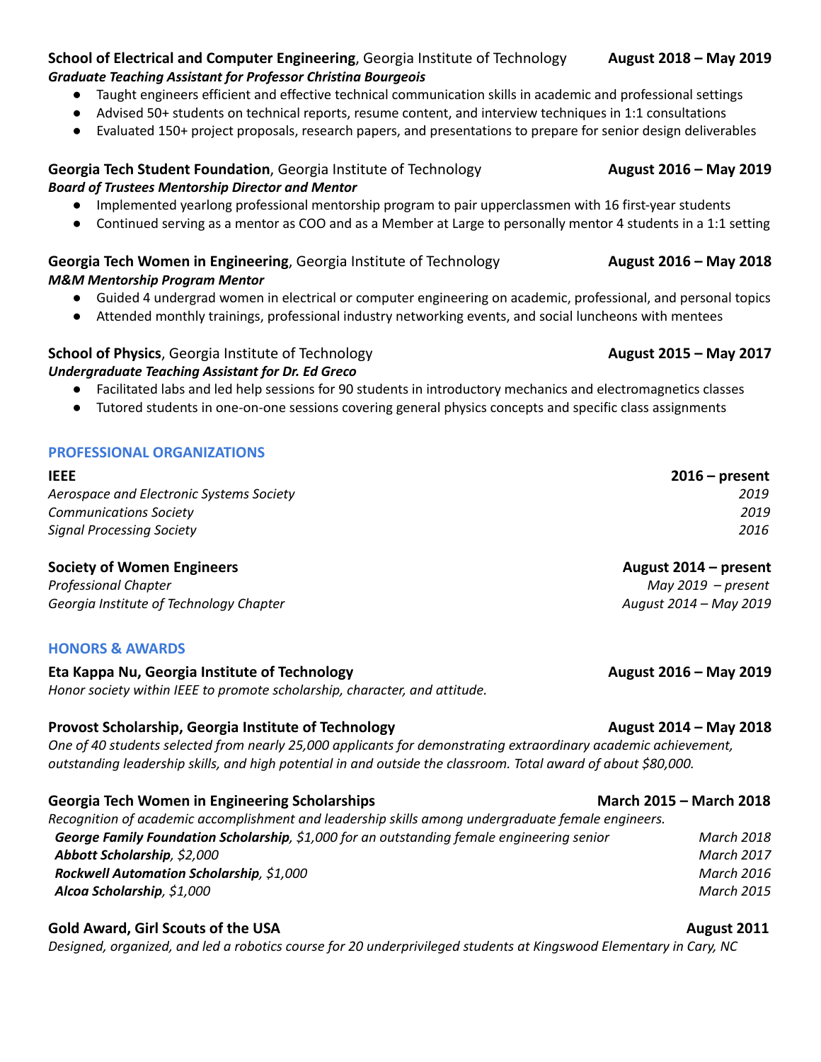**School of Electrical and Computer Engineering**, Georgia Institute of Technology **August 2018 – May 2019**
***Graduate Teaching Assistant for Professor Christina Bourgeois***

- Taught engineers efficient and effective technical communication skills in academic and professional settings
- Advised 50+ students on technical reports, resume content, and interview techniques in 1:1 consultations
- Evaluated 150+ project proposals, research papers, and presentations to prepare for senior design deliverables

**Georgia Tech Student Foundation**, Georgia Institute of Technology **August 2016 – May 2019**
***Board of Trustees Mentorship Director and Mentor***

- Implemented yearlong professional mentorship program to pair upperclassmen with 16 first-year students
- Continued serving as a mentor as COO and as a Member at Large to personally mentor 4 students in a 1:1 setting

**Georgia Tech Women in Engineering**, Georgia Institute of Technology **August 2016 – May 2018**
***M&M Mentorship Program Mentor***

- Guided 4 undergrad women in electrical or computer engineering on academic, professional, and personal topics
- Attended monthly trainings, professional industry networking events, and social luncheons with mentees

**School of Physics**, Georgia Institute of Technology **August 2015 – May 2017**
***Undergraduate Teaching Assistant for Dr. Ed Greco***

- Facilitated labs and led help sessions for 90 students in introductory mechanics and electromagnetics classes
- Tutored students in one-on-one sessions covering general physics concepts and specific class assignments

## PROFESSIONAL ORGANIZATIONS

**IEEE** **2016 – present**
*Aerospace and Electronic Systems Society* *2019*
*Communications Society* *2019*
*Signal Processing Society* *2016*

**Society of Women Engineers** **August 2014 – present**
*Professional Chapter* *May 2019 – present*
*Georgia Institute of Technology Chapter* *August 2014 – May 2019*

## HONORS & AWARDS

**Eta Kappa Nu, Georgia Institute of Technology** **August 2016 – May 2019**
*Honor society within IEEE to promote scholarship, character, and attitude.*

**Provost Scholarship, Georgia Institute of Technology** **August 2014 – May 2018**
*One of 40 students selected from nearly 25,000 applicants for demonstrating extraordinary academic achievement, outstanding leadership skills, and high potential in and outside the classroom. Total award of about $80,000.*

**Georgia Tech Women in Engineering Scholarships** **March 2015 – March 2018**
*Recognition of academic accomplishment and leadership skills among undergraduate female engineers.*
***George Family Foundation Scholarship**, $1,000 for an outstanding female engineering senior* *March 2018*
***Abbott Scholarship**, $2,000* *March 2017*
***Rockwell Automation Scholarship**, $1,000* *March 2016*
***Alcoa Scholarship**, $1,000* *March 2015*

**Gold Award, Girl Scouts of the USA** **August 2011**
*Designed, organized, and led a robotics course for 20 underprivileged students at Kingswood Elementary in Cary, NC*